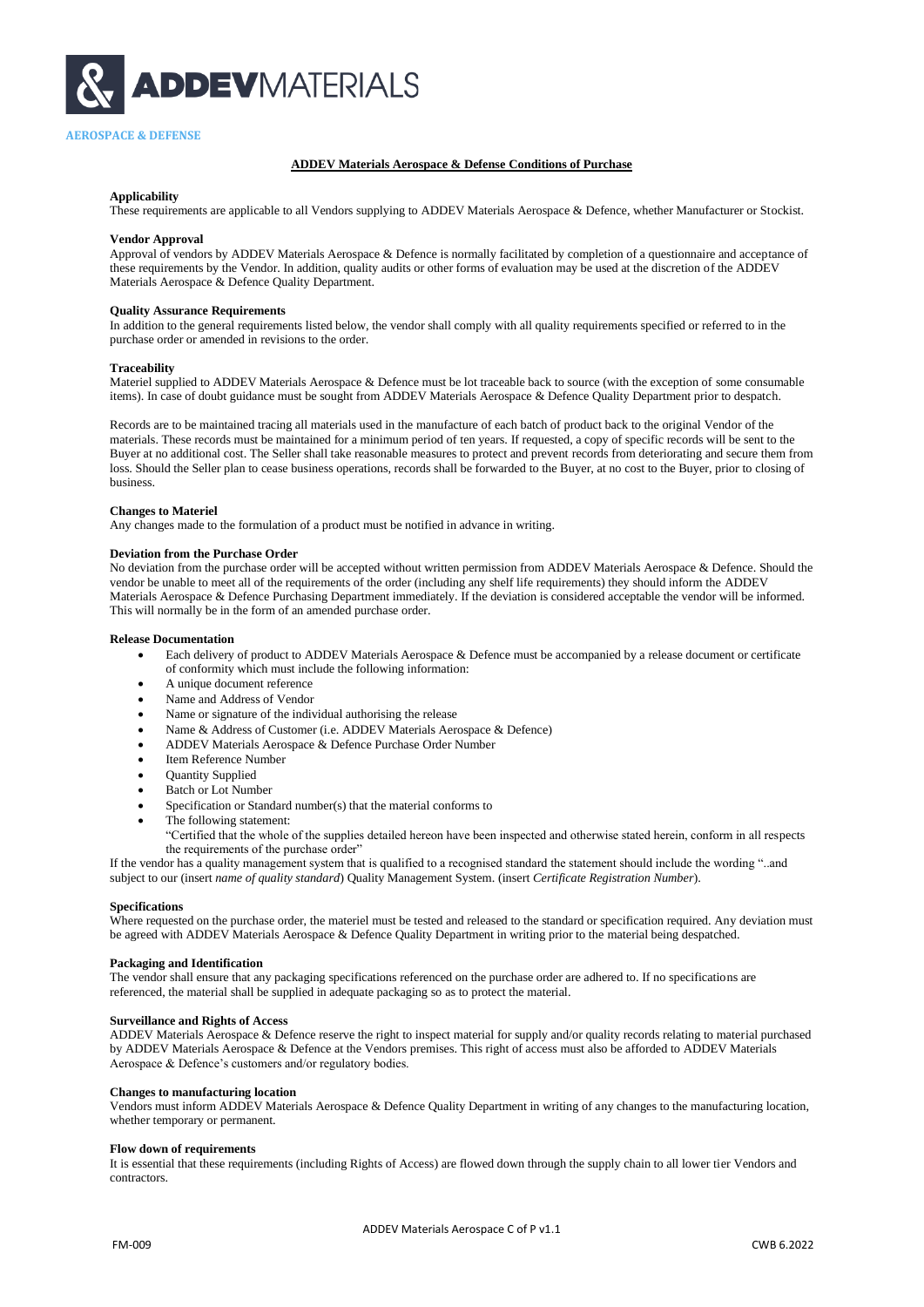# ADDEV MATERIALS

AEROSPACE & DEFENSE

## ADDEV Materials Aerospace & Defense Conditions of Purchase

**Applicability**

These requirements are applicable to all Vendors supplying to ADDEV Materials Aerospace & Defence, whether Manufacturer or Stockist.

**Vendor Approval**

Approval of vendors by ADDEV Materials Aerospace & Defence is normally facilitated by completion of a questionnaire and acceptance of these requirements by the Vendor. In addition, quality audits or other forms of evaluation may be used at the discretion of the ADDEV Materials Aerospace & Defence Quality Department.

**Quality Assurance Requirements**

In addition to the general requirements listed below, the vendor shall comply with all quality requirements specified or referred to in the purchase order or amended in revisions to the order.

**Traceability**

Materiel supplied to ADDEV Materials Aerospace & Defence must be lot traceable back to source (with the exception of some consumable items). In case of doubt guidance must be sought from ADDEV Materials Aerospace & Defence Quality Department prior to despatch.

Records are to be maintained tracing all materials used in the manufacture of each batch of product back to the original Vendor of the materials. These records must be maintained for a minimum period of ten years. If requested, a copy of specific records will be sent to the Buyer at no additional cost. The Seller shall take reasonable measures to protect and prevent records from deteriorating and secure them from loss. Should the Seller plan to cease business operations, records shall be forwarded to the Buyer, at no cost to the Buyer, prior to closing of business.

**Changes to Materiel**

Any changes made to the formulation of a product must be notified in advance in writing.

**Deviation from the Purchase Order**

No deviation from the purchase order will be accepted without written permission from ADDEV Materials Aerospace & Defence. Should the vendor be unable to meet all of the requirements of the order (including any shelf life requirements) they should inform the ADDEV Materials Aerospace & Defence Purchasing Department immediately. If the deviation is considered acceptable the vendor will be informed. This will normally be in the form of an amended purchase order.

**Release Documentation**

- Each delivery of product to ADDEV Materials Aerospace & Defence must be accompanied by a release document or certificate of conformity which must include the following information:
- A unique document reference
- Name and Address of Vendor
- Name or signature of the individual authorising the release
- Name & Address of Customer (i.e. ADDEV Materials Aerospace & Defence)
- ADDEV Materials Aerospace & Defence Purchase Order Number
- Item Reference Number
- Quantity Supplied
- Batch or Lot Number
- Specification or Standard number(s) that the material conforms to
- The following statement:
  "Certified that the whole of the supplies detailed hereon have been inspected and otherwise stated herein, conform in all respects the requirements of the purchase order"

If the vendor has a quality management system that is qualified to a recognised standard the statement should include the wording "..and subject to our (insert *name of quality standard*) Quality Management System. (insert *Certificate Registration Number*).

**Specifications**

Where requested on the purchase order, the materiel must be tested and released to the standard or specification required. Any deviation must be agreed with ADDEV Materials Aerospace & Defence Quality Department in writing prior to the material being despatched.

**Packaging and Identification**

The vendor shall ensure that any packaging specifications referenced on the purchase order are adhered to. If no specifications are referenced, the material shall be supplied in adequate packaging so as to protect the material.

**Surveillance and Rights of Access**

ADDEV Materials Aerospace & Defence reserve the right to inspect material for supply and/or quality records relating to material purchased by ADDEV Materials Aerospace & Defence at the Vendors premises. This right of access must also be afforded to ADDEV Materials Aerospace & Defence's customers and/or regulatory bodies.

**Changes to manufacturing location**

Vendors must inform ADDEV Materials Aerospace & Defence Quality Department in writing of any changes to the manufacturing location, whether temporary or permanent.

**Flow down of requirements**

It is essential that these requirements (including Rights of Access) are flowed down through the supply chain to all lower tier Vendors and contractors.

ADDEV Materials Aerospace C of P v1.1

FM-009 CWB 6.2022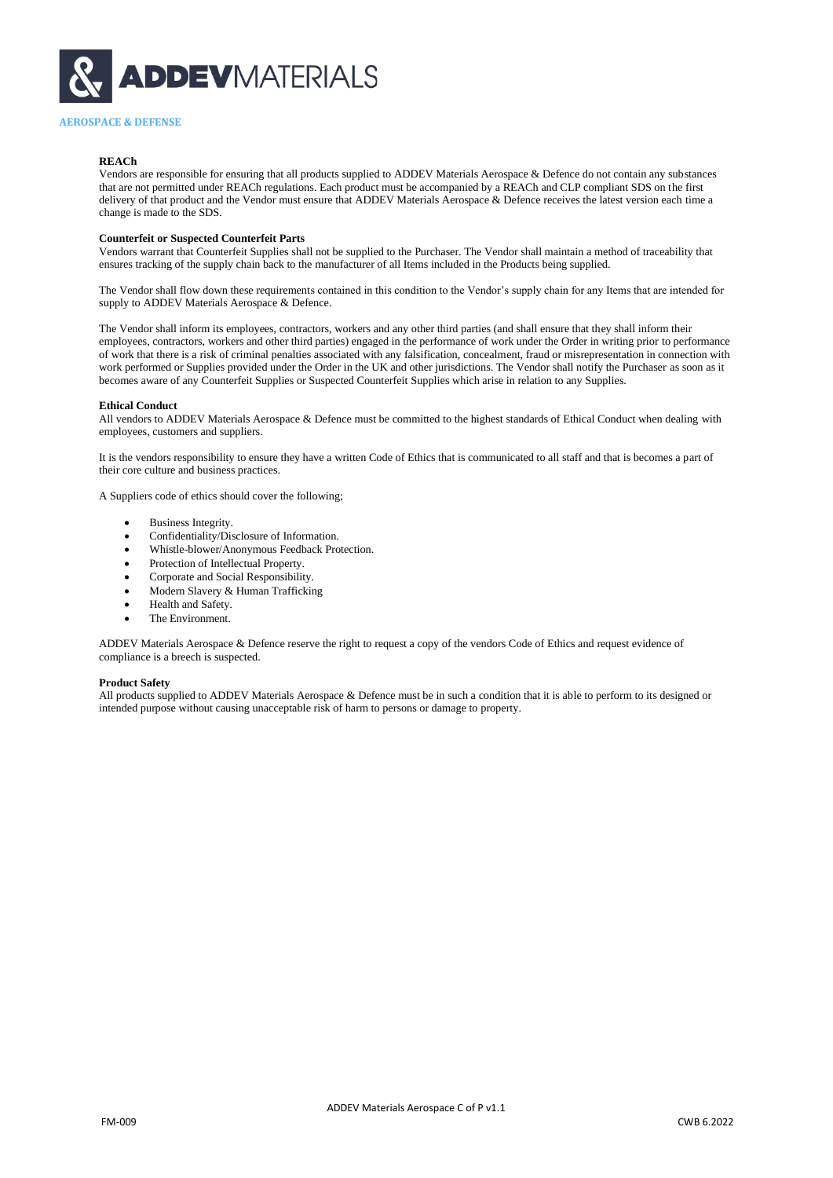**REACh**

Vendors are responsible for ensuring that all products supplied to ADDEV Materials Aerospace & Defence do not contain any substances that are not permitted under REACh regulations. Each product must be accompanied by a REACh and CLP compliant SDS on the first delivery of that product and the Vendor must ensure that ADDEV Materials Aerospace & Defence receives the latest version each time a change is made to the SDS.

**Counterfeit or Suspected Counterfeit Parts**

Vendors warrant that Counterfeit Supplies shall not be supplied to the Purchaser. The Vendor shall maintain a method of traceability that ensures tracking of the supply chain back to the manufacturer of all Items included in the Products being supplied.

The Vendor shall flow down these requirements contained in this condition to the Vendor's supply chain for any Items that are intended for supply to ADDEV Materials Aerospace & Defence.

The Vendor shall inform its employees, contractors, workers and any other third parties (and shall ensure that they shall inform their employees, contractors, workers and other third parties) engaged in the performance of work under the Order in writing prior to performance of work that there is a risk of criminal penalties associated with any falsification, concealment, fraud or misrepresentation in connection with work performed or Supplies provided under the Order in the UK and other jurisdictions. The Vendor shall notify the Purchaser as soon as it becomes aware of any Counterfeit Supplies or Suspected Counterfeit Supplies which arise in relation to any Supplies.

**Ethical Conduct**

All vendors to ADDEV Materials Aerospace & Defence must be committed to the highest standards of Ethical Conduct when dealing with employees, customers and suppliers.

It is the vendors responsibility to ensure they have a written Code of Ethics that is communicated to all staff and that is becomes a part of their core culture and business practices.

A Suppliers code of ethics should cover the following;

- Business Integrity.
- Confidentiality/Disclosure of Information.
- Whistle-blower/Anonymous Feedback Protection.
- Protection of Intellectual Property.
- Corporate and Social Responsibility.
- Modern Slavery & Human Trafficking
- Health and Safety.
- The Environment.

ADDEV Materials Aerospace & Defence reserve the right to request a copy of the vendors Code of Ethics and request evidence of compliance is a breech is suspected.

**Product Safety**

All products supplied to ADDEV Materials Aerospace & Defence must be in such a condition that it is able to perform to its designed or intended purpose without causing unacceptable risk of harm to persons or damage to property.